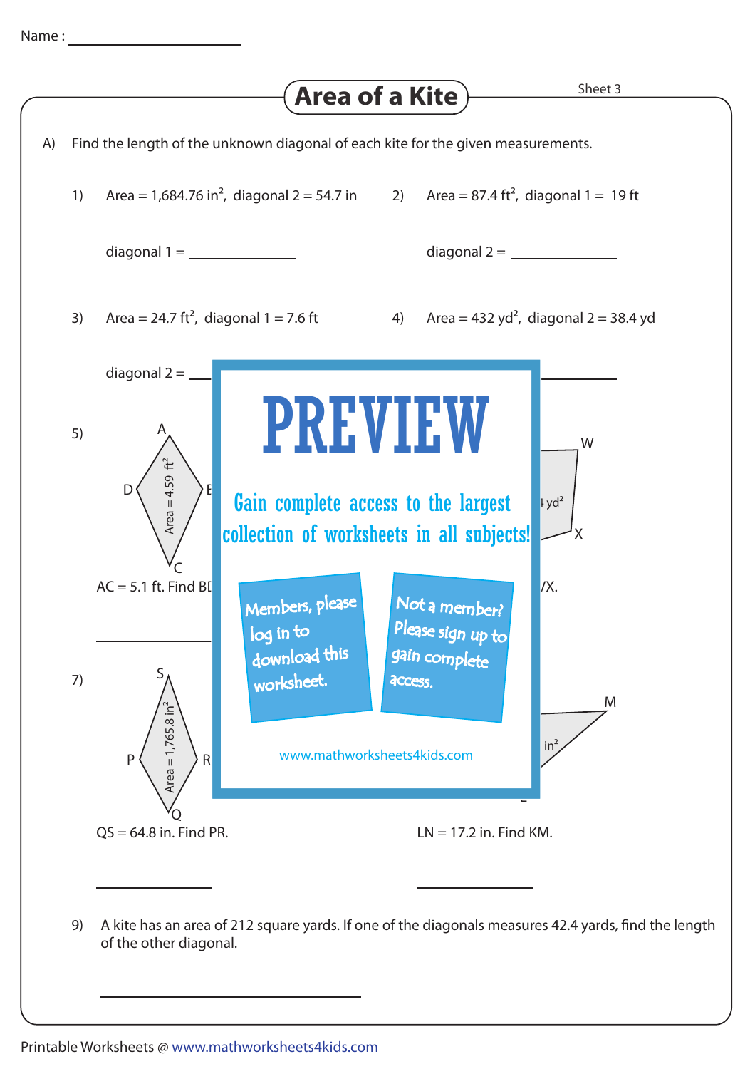Name : ____________________

# Area of a Kite

Sheet 3

A) Find the length of the unknown diagonal of each kite for the given measurements.

1) Area = 1,684.76 in$^2$, diagonal 2 = 54.7 in

diagonal 1 = ____________

2) Area = 87.4 ft$^2$, diagonal 1 = 19 ft

diagonal 2 = ____________

3) Area = 24.7 ft$^2$, diagonal 1 = 7.6 ft

diagonal 2 = ____________

4) Area = 432 yd$^2$, diagonal 2 = 38.4 yd

____________

5) Area = 4.59 ft$^2$

AC = 5.1 ft. Find BD.

____________

6) W X

/X.

____________

# PREVIEW

Gain complete access to the largest collection of worksheets in all subjects!

Members, please log in to download this worksheet.

Not a member? Please sign up to gain complete access.

www.mathworksheets4kids.com

7) Area = 1,765.8 in$^2$

QS = 64.8 in. Find PR.

____________

8) M in$^2$

LN = 17.2 in. Find KM.

____________

9) A kite has an area of 212 square yards. If one of the diagonals measures 42.4 yards, find the length of the other diagonal.

____________

Printable Worksheets @ www.mathworksheets4kids.com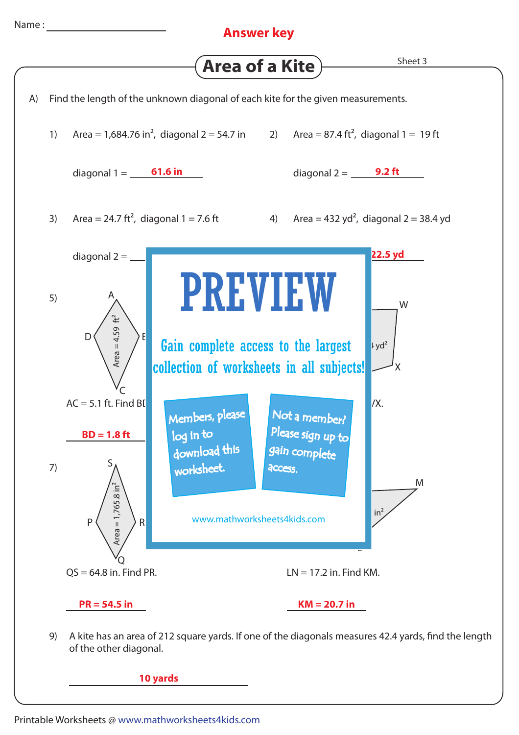Name : ____________________

**Answer key**

# Area of a Kite

Sheet 3

A) Find the length of the unknown diagonal of each kite for the given measurements.

1) Area = 1,684.76 $in^2$, diagonal 2 = 54.7 in

diagonal 1 = **61.6 in**

2) Area = 87.4 $ft^2$, diagonal 1 = 19 ft

diagonal 2 = **9.2 ft**

3) Area = 24.7 $ft^2$, diagonal 1 = 7.6 ft

diagonal 2 = 

4) Area = 432 $yd^2$, diagonal 2 = 38.4 yd

**22.5 yd**

5)

A

D

B

C

Area = 4.59 $ft^2$

AC = 5.1 ft. Find BD

**BD = 1.8 ft**

W

X

$yd^2$

/X.

**PREVIEW**

Gain complete access to the largest collection of worksheets in all subjects!

Members, please log in to download this worksheet.

Not a member? Please sign up to gain complete access.

www.mathworksheets4kids.com

7)

S

P

R

Q

Area = 1,765.8 $in^2$

QS = 64.8 in. Find PR.

**PR = 54.5 in**

M

$in^2$

LN = 17.2 in. Find KM.

**KM = 20.7 in**

9) A kite has an area of 212 square yards. If one of the diagonals measures 42.4 yards, find the length of the other diagonal.

**10 yards**

Printable Worksheets @ www.mathworksheets4kids.com